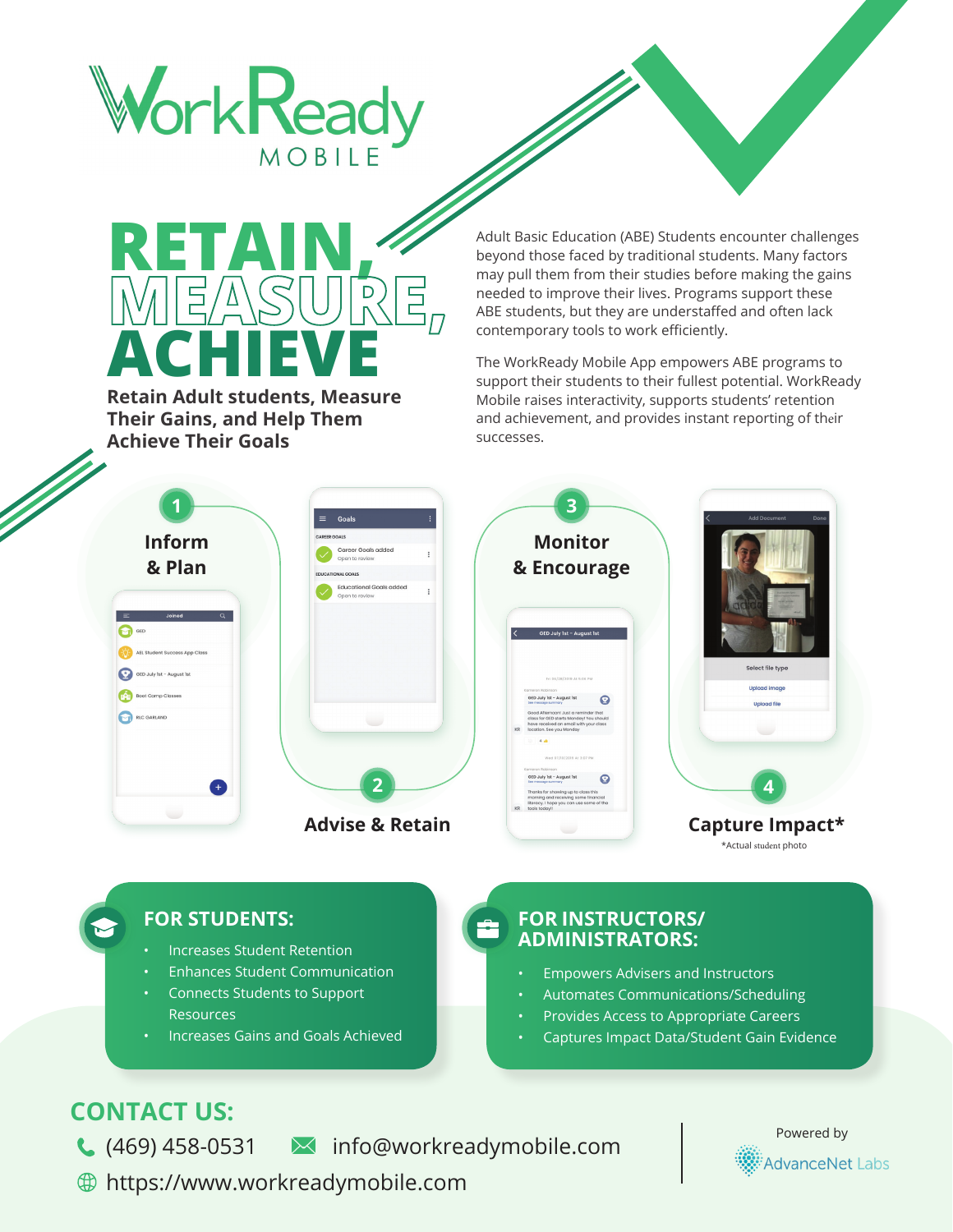# WorkReady MOBILE

# RETAIN, MEASURE, ACHIEVE

**Retain Adult students, Measure Their Gains, and Help Them Achieve Their Goals**

Adult Basic Education (ABE) Students encounter challenges beyond those faced by traditional students. Many factors may pull them from their studies before making the gains needed to improve their lives. Programs support these ABE students, but they are understaffed and often lack contemporary tools to work efficiently.

The WorkReady Mobile App empowers ABE programs to support their students to their fullest potential. WorkReady Mobile raises interactivity, supports students' retention and achievement, and provides instant reporting of their successes.

1. Inform & Plan
2. Advise & Retain
3. Monitor & Encourage
4. Capture Impact*

*Actual student photo

## FOR STUDENTS:

- Increases Student Retention
- Enhances Student Communication
- Connects Students to Support Resources
- Increases Gains and Goals Achieved

## FOR INSTRUCTORS/ ADMINISTRATORS:

- Empowers Advisers and Instructors
- Automates Communications/Scheduling
- Provides Access to Appropriate Careers
- Captures Impact Data/Student Gain Evidence

## CONTACT US:

(469) 458-0531
info@workreadymobile.com
https://www.workreadymobile.com

Powered by AdvanceNet Labs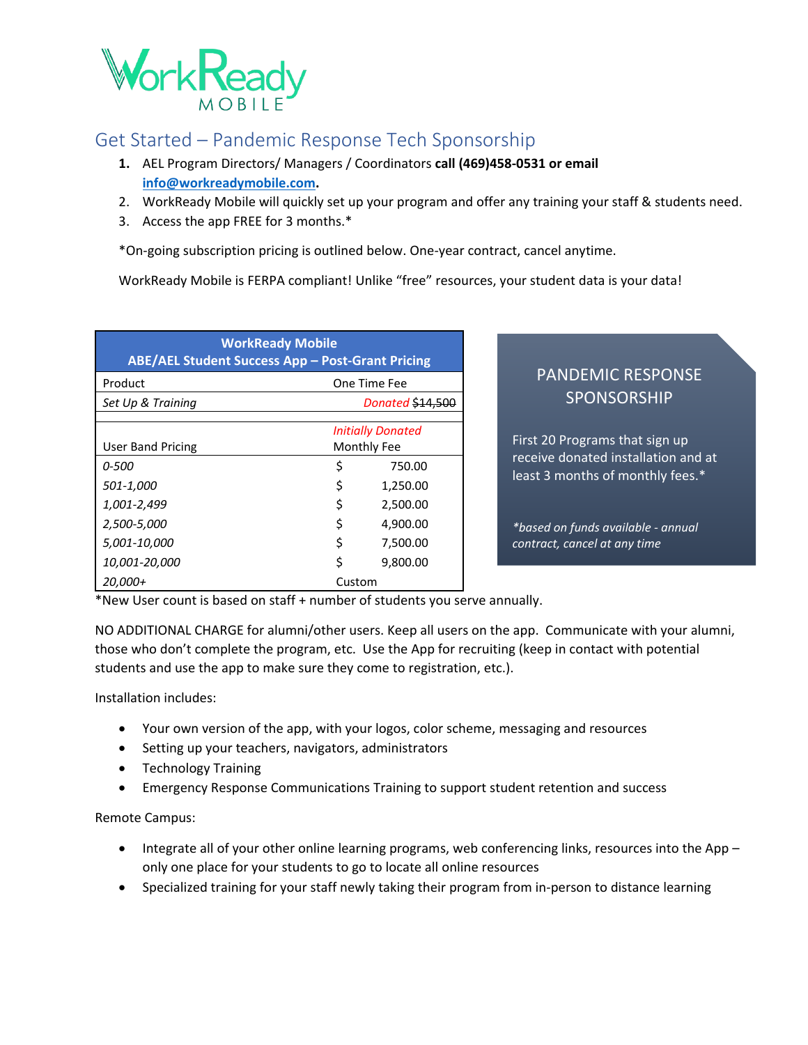# WorkReady MOBILE

## Get Started – Pandemic Response Tech Sponsorship

1. AEL Program Directors/ Managers / Coordinators **call (469)458-0531 or email [info@workreadymobile.com](mailto:info@workreadymobile.com).**
2. WorkReady Mobile will quickly set up your program and offer any training your staff & students need.
3. Access the app FREE for 3 months.*

*On-going subscription pricing is outlined below. One-year contract, cancel anytime.

WorkReady Mobile is FERPA compliant! Unlike "free" resources, your student data is your data!

| WorkReady Mobile ABE/AEL Student Success App – Post-Grant Pricing | |
|---|---|
| Product | One Time Fee |
| *Set Up & Training* | *Donated* ~~$14,500~~ |
| | |
| User Band Pricing | *Initially Donated* Monthly Fee |
| *0-500* | $ 750.00 |
| *501-1,000* | $ 1,250.00 |
| *1,001-2,499* | $ 2,500.00 |
| *2,500-5,000* | $ 4,900.00 |
| *5,001-10,000* | $ 7,500.00 |
| *10,001-20,000* | $ 9,800.00 |
| *20,000+* | Custom |

*New User count is based on staff + number of students you serve annually.

**PANDEMIC RESPONSE SPONSORSHIP**

First 20 Programs that sign up receive donated installation and at least 3 months of monthly fees.*

*\*based on funds available - annual contract, cancel at any time*

NO ADDITIONAL CHARGE for alumni/other users. Keep all users on the app. Communicate with your alumni, those who don't complete the program, etc. Use the App for recruiting (keep in contact with potential students and use the app to make sure they come to registration, etc.).

Installation includes:

- Your own version of the app, with your logos, color scheme, messaging and resources
- Setting up your teachers, navigators, administrators
- Technology Training
- Emergency Response Communications Training to support student retention and success

Remote Campus:

- Integrate all of your other online learning programs, web conferencing links, resources into the App – only one place for your students to go to locate all online resources
- Specialized training for your staff newly taking their program from in-person to distance learning